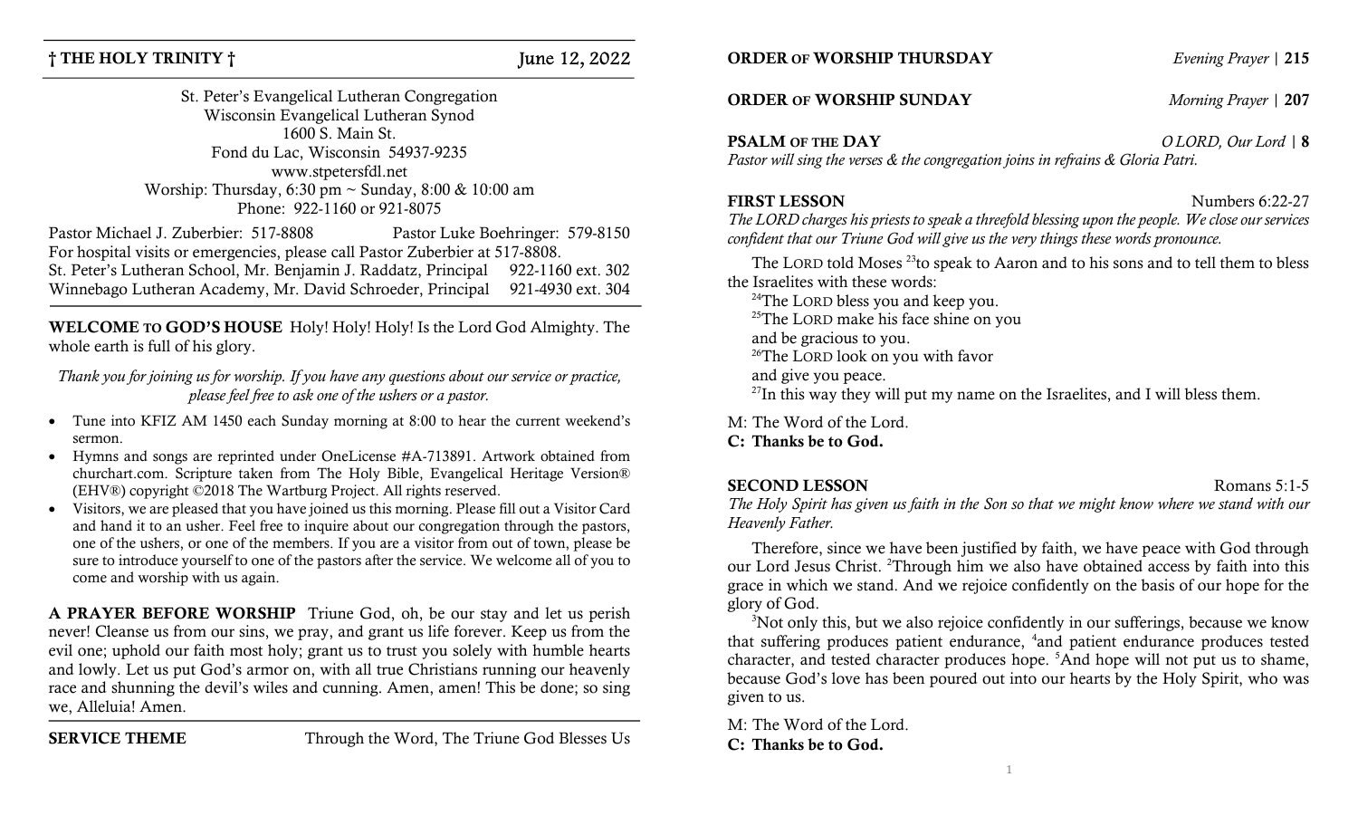**† THE HOLY TRINITY †** June 12, 2022

St. Peter's Evangelical Lutheran Congregation
Wisconsin Evangelical Lutheran Synod
1600 S. Main St.
Fond du Lac, Wisconsin 54937-9235
www.stpetersfdl.net
Worship: Thursday, 6:30 pm ~ Sunday, 8:00 & 10:00 am
Phone: 922-1160 or 921-8075

Pastor Michael J. Zuberbier: 517-8808 Pastor Luke Boehringer: 579-8150
For hospital visits or emergencies, please call Pastor Zuberbier at 517-8808.
St. Peter's Lutheran School, Mr. Benjamin J. Raddatz, Principal 922-1160 ext. 302
Winnebago Lutheran Academy, Mr. David Schroeder, Principal 921-4930 ext. 304

**WELCOME TO GOD'S HOUSE** Holy! Holy! Holy! Is the Lord God Almighty. The whole earth is full of his glory.

*Thank you for joining us for worship. If you have any questions about our service or practice, please feel free to ask one of the ushers or a pastor.*

- Tune into KFIZ AM 1450 each Sunday morning at 8:00 to hear the current weekend's sermon.
- Hymns and songs are reprinted under OneLicense #A-713891. Artwork obtained from churchart.com. Scripture taken from The Holy Bible, Evangelical Heritage Version® (EHV®) copyright ©2018 The Wartburg Project. All rights reserved.
- Visitors, we are pleased that you have joined us this morning. Please fill out a Visitor Card and hand it to an usher. Feel free to inquire about our congregation through the pastors, one of the ushers, or one of the members. If you are a visitor from out of town, please be sure to introduce yourself to one of the pastors after the service. We welcome all of you to come and worship with us again.

**A PRAYER BEFORE WORSHIP** Triune God, oh, be our stay and let us perish never! Cleanse us from our sins, we pray, and grant us life forever. Keep us from the evil one; uphold our faith most holy; grant us to trust you solely with humble hearts and lowly. Let us put God's armor on, with all true Christians running our heavenly race and shunning the devil's wiles and cunning. Amen, amen! This be done; so sing we, Alleluia! Amen.

**SERVICE THEME** Through the Word, The Triune God Blesses Us

**ORDER OF WORSHIP THURSDAY** *Evening Prayer* | **215**

**ORDER OF WORSHIP SUNDAY** *Morning Prayer* | **207**

**PSALM OF THE DAY** *O LORD, Our Lord* | **8**
*Pastor will sing the verses & the congregation joins in refrains & Gloria Patri.*

**FIRST LESSON** Numbers 6:22-27
*The LORD charges his priests to speak a threefold blessing upon the people. We close our services confident that our Triune God will give us the very things these words pronounce.*

The LORD told Moses [23]to speak to Aaron and to his sons and to tell them to bless the Israelites with these words:
[24]The LORD bless you and keep you.
[25]The LORD make his face shine on you
and be gracious to you.
[26]The LORD look on you with favor
and give you peace.
[27]In this way they will put my name on the Israelites, and I will bless them.

M: The Word of the Lord.
**C: Thanks be to God.**

**SECOND LESSON** Romans 5:1-5
*The Holy Spirit has given us faith in the Son so that we might know where we stand with our Heavenly Father.*

Therefore, since we have been justified by faith, we have peace with God through our Lord Jesus Christ. [2]Through him we also have obtained access by faith into this grace in which we stand. And we rejoice confidently on the basis of our hope for the glory of God.

[3]Not only this, but we also rejoice confidently in our sufferings, because we know that suffering produces patient endurance, [4]and patient endurance produces tested character, and tested character produces hope. [5]And hope will not put us to shame, because God's love has been poured out into our hearts by the Holy Spirit, who was given to us.

M: The Word of the Lord.
**C: Thanks be to God.**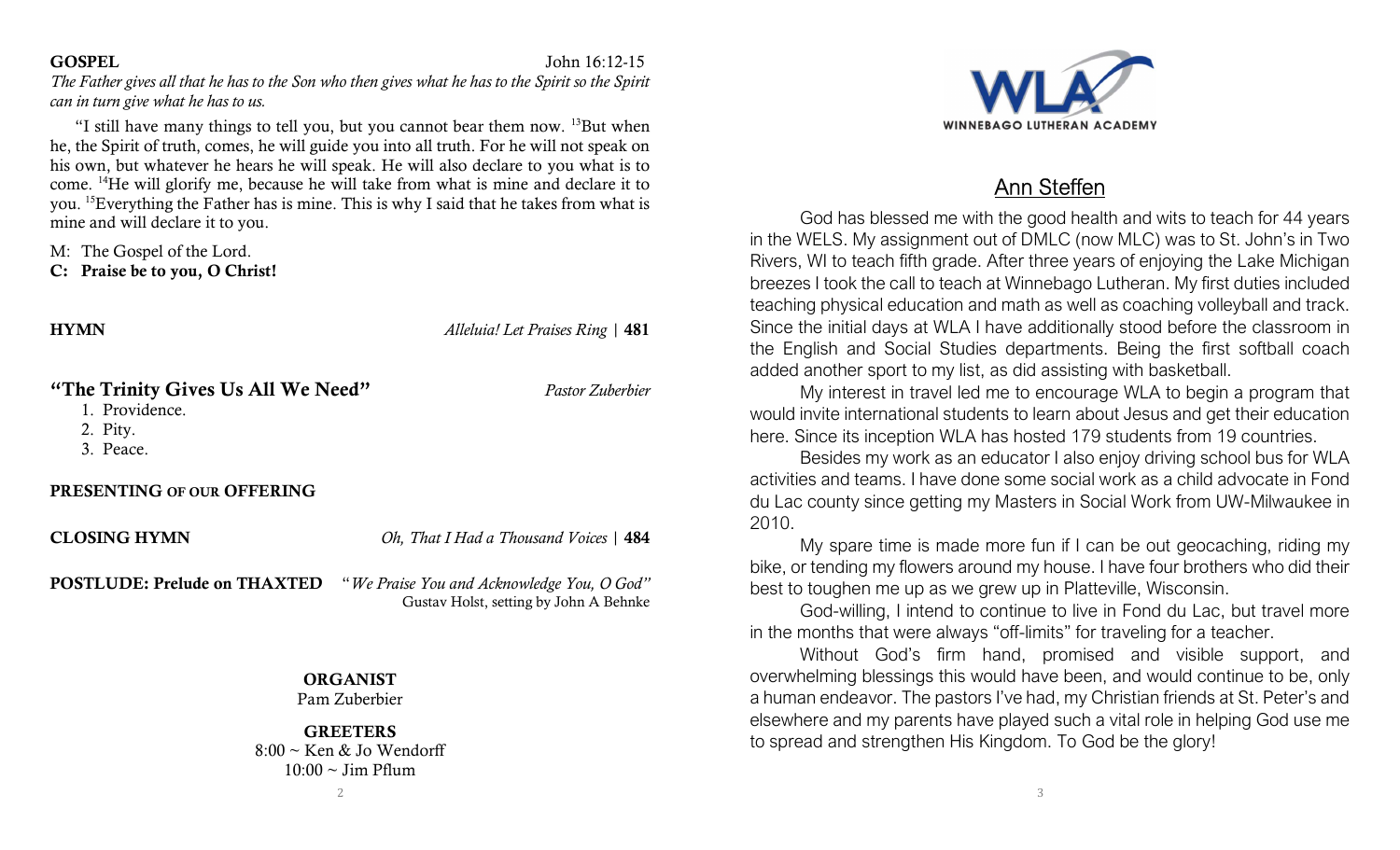**GOSPEL** John 16:12-15

*The Father gives all that he has to the Son who then gives what he has to the Spirit so the Spirit can in turn give what he has to us.*

"I still have many things to tell you, but you cannot bear them now. [13]But when he, the Spirit of truth, comes, he will guide you into all truth. For he will not speak on his own, but whatever he hears he will speak. He will also declare to you what is to come. [14]He will glorify me, because he will take from what is mine and declare it to you. [15]Everything the Father has is mine. This is why I said that he takes from what is mine and will declare it to you.

M: The Gospel of the Lord.
**C: Praise be to you, O Christ!**

**HYMN** *Alleluia! Let Praises Ring* | **481**

## "The Trinity Gives Us All We Need" *Pastor Zuberbier*

1. Providence.
2. Pity.
3. Peace.

**PRESENTING OF OUR OFFERING**

**CLOSING HYMN** *Oh, That I Had a Thousand Voices* | **484**

**POSTLUDE: Prelude on THAXTED** "*We Praise You and Acknowledge You, O God"*
Gustav Holst, setting by John A Behnke

**ORGANIST**
Pam Zuberbier

**GREETERS**
8:00 ~ Ken & Jo Wendorff
10:00 ~ Jim Pflum

WLA
WINNEBAGO LUTHERAN ACADEMY

## Ann Steffen

God has blessed me with the good health and wits to teach for 44 years in the WELS. My assignment out of DMLC (now MLC) was to St. John's in Two Rivers, WI to teach fifth grade. After three years of enjoying the Lake Michigan breezes I took the call to teach at Winnebago Lutheran. My first duties included teaching physical education and math as well as coaching volleyball and track. Since the initial days at WLA I have additionally stood before the classroom in the English and Social Studies departments. Being the first softball coach added another sport to my list, as did assisting with basketball.

My interest in travel led me to encourage WLA to begin a program that would invite international students to learn about Jesus and get their education here. Since its inception WLA has hosted 179 students from 19 countries.

Besides my work as an educator I also enjoy driving school bus for WLA activities and teams. I have done some social work as a child advocate in Fond du Lac county since getting my Masters in Social Work from UW-Milwaukee in 2010.

My spare time is made more fun if I can be out geocaching, riding my bike, or tending my flowers around my house. I have four brothers who did their best to toughen me up as we grew up in Platteville, Wisconsin.

God-willing, I intend to continue to live in Fond du Lac, but travel more in the months that were always "off-limits" for traveling for a teacher.

Without God's firm hand, promised and visible support, and overwhelming blessings this would have been, and would continue to be, only a human endeavor. The pastors I've had, my Christian friends at St. Peter's and elsewhere and my parents have played such a vital role in helping God use me to spread and strengthen His Kingdom. To God be the glory!